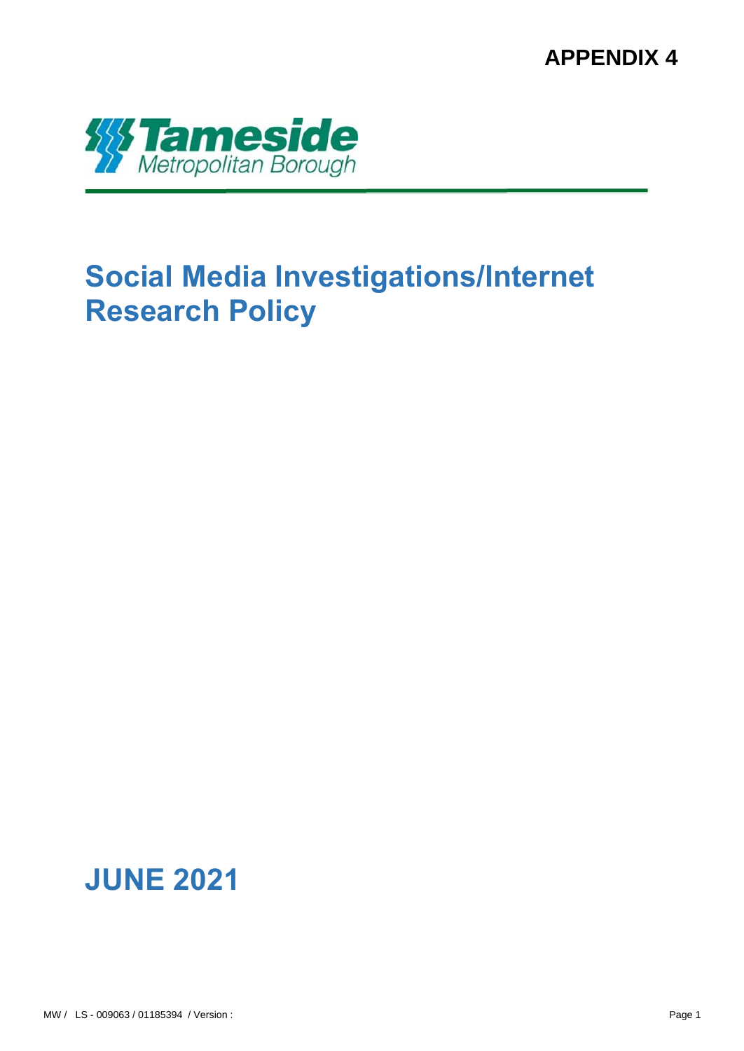APPENDIX 4

Tameside Metropolitan Borough

# Social Media Investigations/Internet Research Policy

## JUNE 2021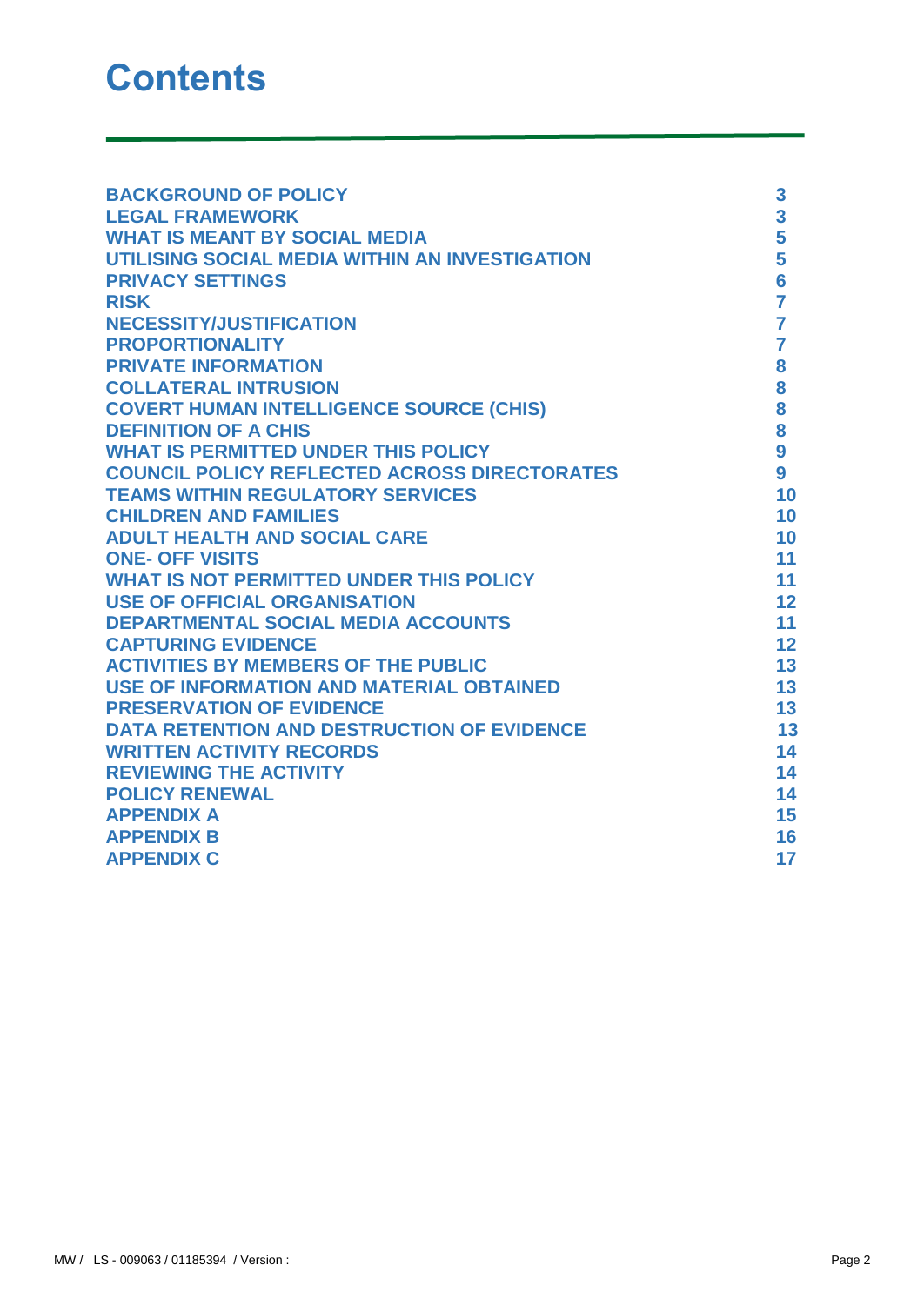# Contents

| | |
|---|---|
| BACKGROUND OF POLICY | 3 |
| LEGAL FRAMEWORK | 3 |
| WHAT IS MEANT BY SOCIAL MEDIA | 5 |
| UTILISING SOCIAL MEDIA WITHIN AN INVESTIGATION | 5 |
| PRIVACY SETTINGS | 6 |
| RISK | 7 |
| NECESSITY/JUSTIFICATION | 7 |
| PROPORTIONALITY | 7 |
| PRIVATE INFORMATION | 8 |
| COLLATERAL INTRUSION | 8 |
| COVERT HUMAN INTELLIGENCE SOURCE (CHIS) | 8 |
| DEFINITION OF A CHIS | 8 |
| WHAT IS PERMITTED UNDER THIS POLICY | 9 |
| COUNCIL POLICY REFLECTED ACROSS DIRECTORATES | 9 |
| TEAMS WITHIN REGULATORY SERVICES | 10 |
| CHILDREN AND FAMILIES | 10 |
| ADULT HEALTH AND SOCIAL CARE | 10 |
| ONE- OFF VISITS | 11 |
| WHAT IS NOT PERMITTED UNDER THIS POLICY | 11 |
| USE OF OFFICIAL ORGANISATION | 12 |
| DEPARTMENTAL SOCIAL MEDIA ACCOUNTS | 11 |
| CAPTURING EVIDENCE | 12 |
| ACTIVITIES BY MEMBERS OF THE PUBLIC | 13 |
| USE OF INFORMATION AND MATERIAL OBTAINED | 13 |
| PRESERVATION OF EVIDENCE | 13 |
| DATA RETENTION AND DESTRUCTION OF EVIDENCE | 13 |
| WRITTEN ACTIVITY RECORDS | 14 |
| REVIEWING THE ACTIVITY | 14 |
| POLICY RENEWAL | 14 |
| APPENDIX A | 15 |
| APPENDIX B | 16 |
| APPENDIX C | 17 |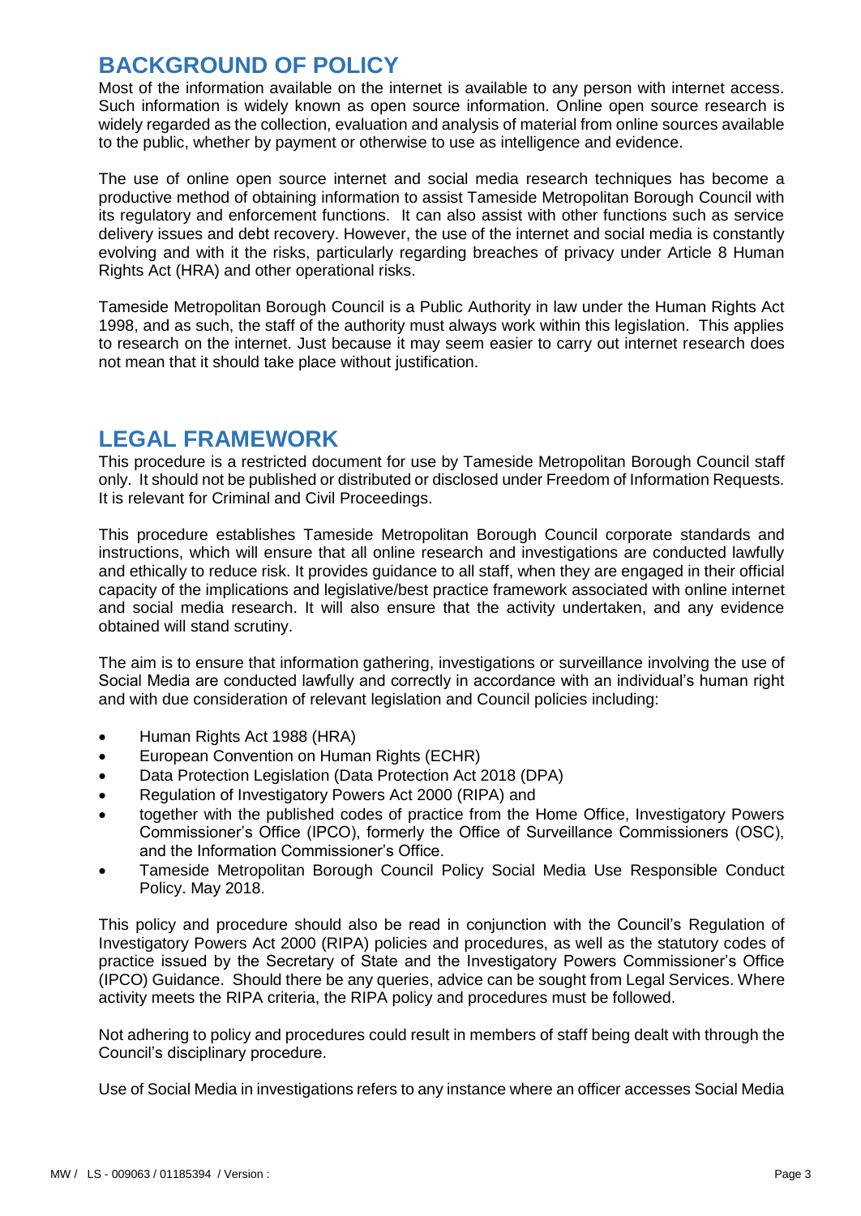## BACKGROUND OF POLICY

Most of the information available on the internet is available to any person with internet access. Such information is widely known as open source information. Online open source research is widely regarded as the collection, evaluation and analysis of material from online sources available to the public, whether by payment or otherwise to use as intelligence and evidence.

The use of online open source internet and social media research techniques has become a productive method of obtaining information to assist Tameside Metropolitan Borough Council with its regulatory and enforcement functions. It can also assist with other functions such as service delivery issues and debt recovery. However, the use of the internet and social media is constantly evolving and with it the risks, particularly regarding breaches of privacy under Article 8 Human Rights Act (HRA) and other operational risks.

Tameside Metropolitan Borough Council is a Public Authority in law under the Human Rights Act 1998, and as such, the staff of the authority must always work within this legislation. This applies to research on the internet. Just because it may seem easier to carry out internet research does not mean that it should take place without justification.

## LEGAL FRAMEWORK

This procedure is a restricted document for use by Tameside Metropolitan Borough Council staff only. It should not be published or distributed or disclosed under Freedom of Information Requests. It is relevant for Criminal and Civil Proceedings.

This procedure establishes Tameside Metropolitan Borough Council corporate standards and instructions, which will ensure that all online research and investigations are conducted lawfully and ethically to reduce risk. It provides guidance to all staff, when they are engaged in their official capacity of the implications and legislative/best practice framework associated with online internet and social media research. It will also ensure that the activity undertaken, and any evidence obtained will stand scrutiny.

The aim is to ensure that information gathering, investigations or surveillance involving the use of Social Media are conducted lawfully and correctly in accordance with an individual's human right and with due consideration of relevant legislation and Council policies including:

- Human Rights Act 1988 (HRA)
- European Convention on Human Rights (ECHR)
- Data Protection Legislation (Data Protection Act 2018 (DPA)
- Regulation of Investigatory Powers Act 2000 (RIPA) and
- together with the published codes of practice from the Home Office, Investigatory Powers Commissioner's Office (IPCO), formerly the Office of Surveillance Commissioners (OSC), and the Information Commissioner's Office.
- Tameside Metropolitan Borough Council Policy Social Media Use Responsible Conduct Policy. May 2018.

This policy and procedure should also be read in conjunction with the Council's Regulation of Investigatory Powers Act 2000 (RIPA) policies and procedures, as well as the statutory codes of practice issued by the Secretary of State and the Investigatory Powers Commissioner's Office (IPCO) Guidance. Should there be any queries, advice can be sought from Legal Services. Where activity meets the RIPA criteria, the RIPA policy and procedures must be followed.

Not adhering to policy and procedures could result in members of staff being dealt with through the Council's disciplinary procedure.

Use of Social Media in investigations refers to any instance where an officer accesses Social Media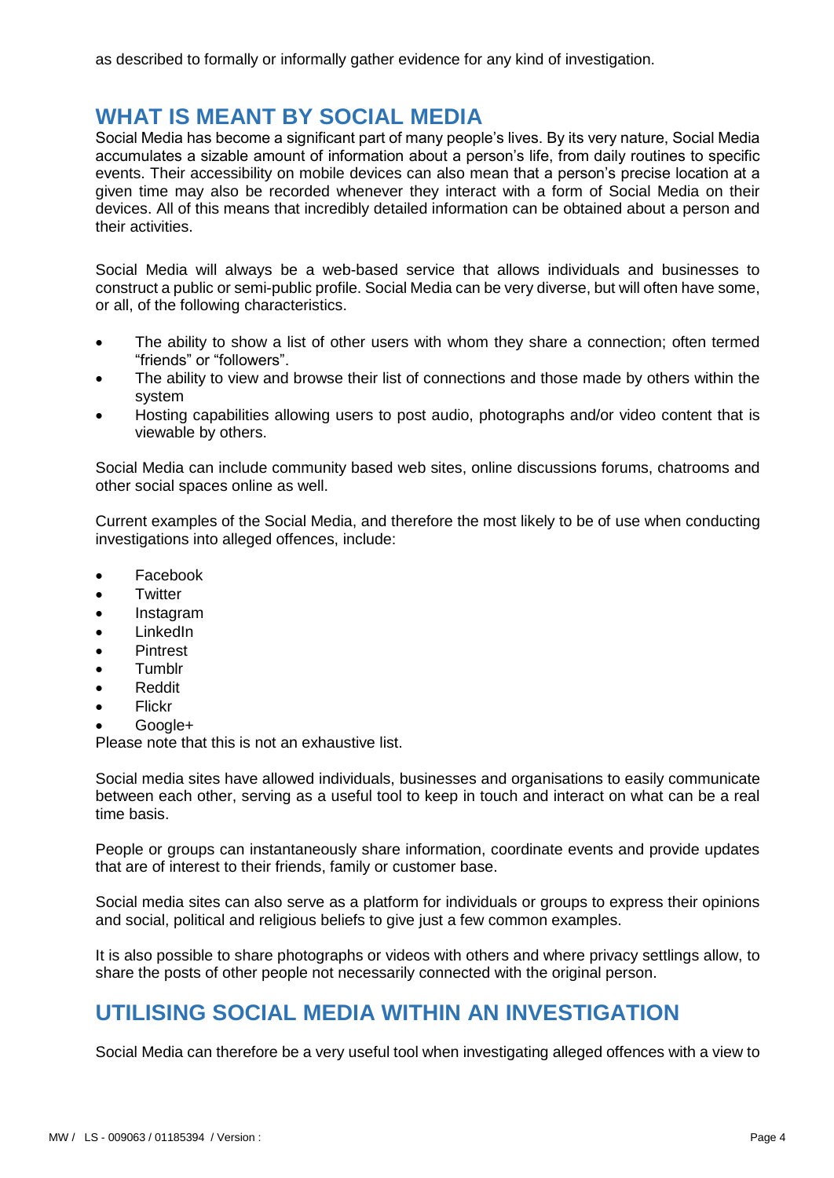as described to formally or informally gather evidence for any kind of investigation.

## WHAT IS MEANT BY SOCIAL MEDIA

Social Media has become a significant part of many people's lives. By its very nature, Social Media accumulates a sizable amount of information about a person's life, from daily routines to specific events. Their accessibility on mobile devices can also mean that a person's precise location at a given time may also be recorded whenever they interact with a form of Social Media on their devices. All of this means that incredibly detailed information can be obtained about a person and their activities.

Social Media will always be a web-based service that allows individuals and businesses to construct a public or semi-public profile. Social Media can be very diverse, but will often have some, or all, of the following characteristics.

- The ability to show a list of other users with whom they share a connection; often termed "friends" or "followers".
- The ability to view and browse their list of connections and those made by others within the system
- Hosting capabilities allowing users to post audio, photographs and/or video content that is viewable by others.

Social Media can include community based web sites, online discussions forums, chatrooms and other social spaces online as well.

Current examples of the Social Media, and therefore the most likely to be of use when conducting investigations into alleged offences, include:

- Facebook
- Twitter
- Instagram
- LinkedIn
- Pintrest
- Tumblr
- Reddit
- Flickr
- Google+

Please note that this is not an exhaustive list.

Social media sites have allowed individuals, businesses and organisations to easily communicate between each other, serving as a useful tool to keep in touch and interact on what can be a real time basis.

People or groups can instantaneously share information, coordinate events and provide updates that are of interest to their friends, family or customer base.

Social media sites can also serve as a platform for individuals or groups to express their opinions and social, political and religious beliefs to give just a few common examples.

It is also possible to share photographs or videos with others and where privacy settlings allow, to share the posts of other people not necessarily connected with the original person.

## UTILISING SOCIAL MEDIA WITHIN AN INVESTIGATION

Social Media can therefore be a very useful tool when investigating alleged offences with a view to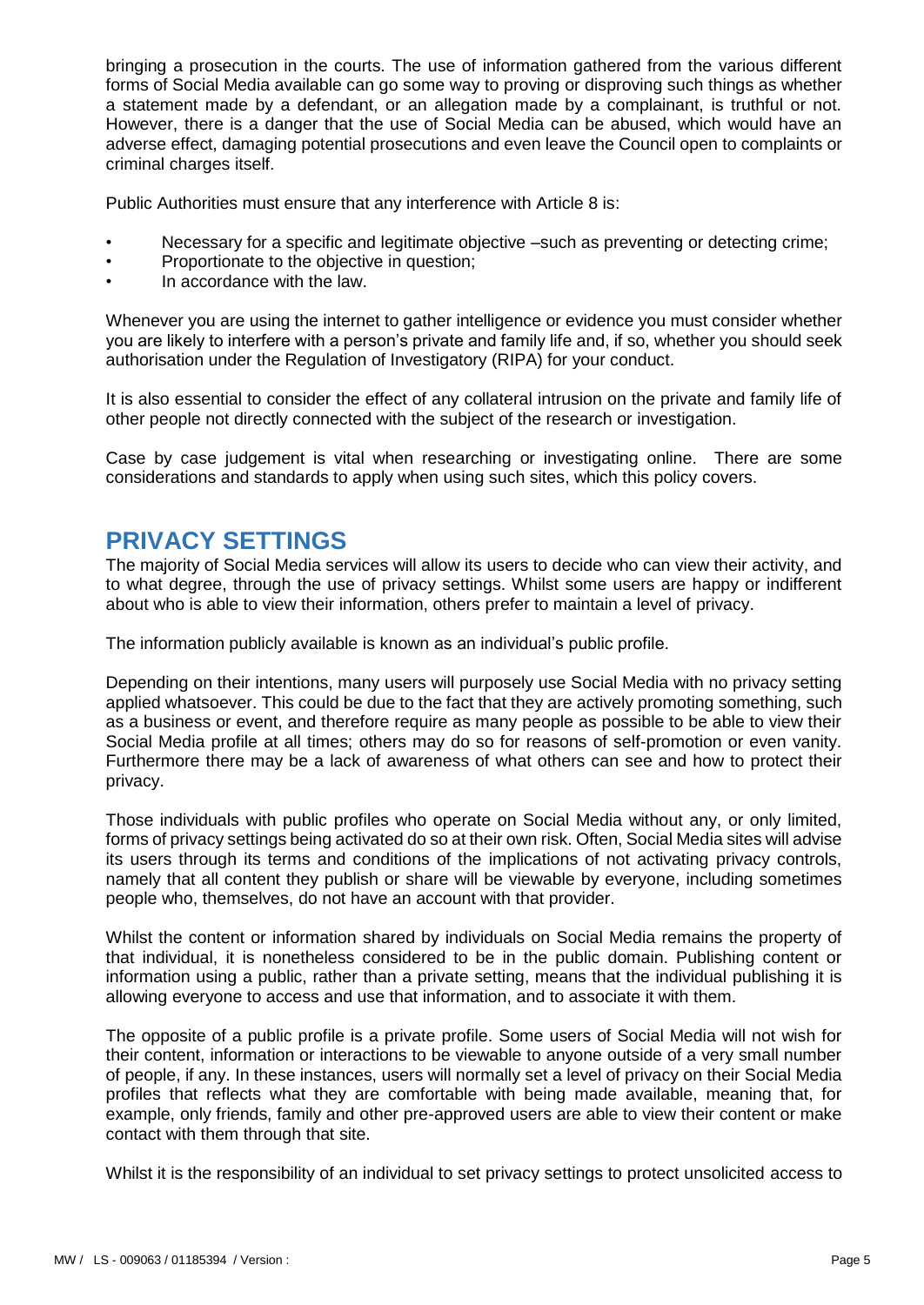bringing a prosecution in the courts. The use of information gathered from the various different forms of Social Media available can go some way to proving or disproving such things as whether a statement made by a defendant, or an allegation made by a complainant, is truthful or not. However, there is a danger that the use of Social Media can be abused, which would have an adverse effect, damaging potential prosecutions and even leave the Council open to complaints or criminal charges itself.

Public Authorities must ensure that any interference with Article 8 is:

- Necessary for a specific and legitimate objective –such as preventing or detecting crime;
- Proportionate to the objective in question;
- In accordance with the law.

Whenever you are using the internet to gather intelligence or evidence you must consider whether you are likely to interfere with a person's private and family life and, if so, whether you should seek authorisation under the Regulation of Investigatory (RIPA) for your conduct.

It is also essential to consider the effect of any collateral intrusion on the private and family life of other people not directly connected with the subject of the research or investigation.

Case by case judgement is vital when researching or investigating online. There are some considerations and standards to apply when using such sites, which this policy covers.

## PRIVACY SETTINGS

The majority of Social Media services will allow its users to decide who can view their activity, and to what degree, through the use of privacy settings. Whilst some users are happy or indifferent about who is able to view their information, others prefer to maintain a level of privacy.

The information publicly available is known as an individual's public profile.

Depending on their intentions, many users will purposely use Social Media with no privacy setting applied whatsoever. This could be due to the fact that they are actively promoting something, such as a business or event, and therefore require as many people as possible to be able to view their Social Media profile at all times; others may do so for reasons of self-promotion or even vanity. Furthermore there may be a lack of awareness of what others can see and how to protect their privacy.

Those individuals with public profiles who operate on Social Media without any, or only limited, forms of privacy settings being activated do so at their own risk. Often, Social Media sites will advise its users through its terms and conditions of the implications of not activating privacy controls, namely that all content they publish or share will be viewable by everyone, including sometimes people who, themselves, do not have an account with that provider.

Whilst the content or information shared by individuals on Social Media remains the property of that individual, it is nonetheless considered to be in the public domain. Publishing content or information using a public, rather than a private setting, means that the individual publishing it is allowing everyone to access and use that information, and to associate it with them.

The opposite of a public profile is a private profile. Some users of Social Media will not wish for their content, information or interactions to be viewable to anyone outside of a very small number of people, if any. In these instances, users will normally set a level of privacy on their Social Media profiles that reflects what they are comfortable with being made available, meaning that, for example, only friends, family and other pre-approved users are able to view their content or make contact with them through that site.

Whilst it is the responsibility of an individual to set privacy settings to protect unsolicited access to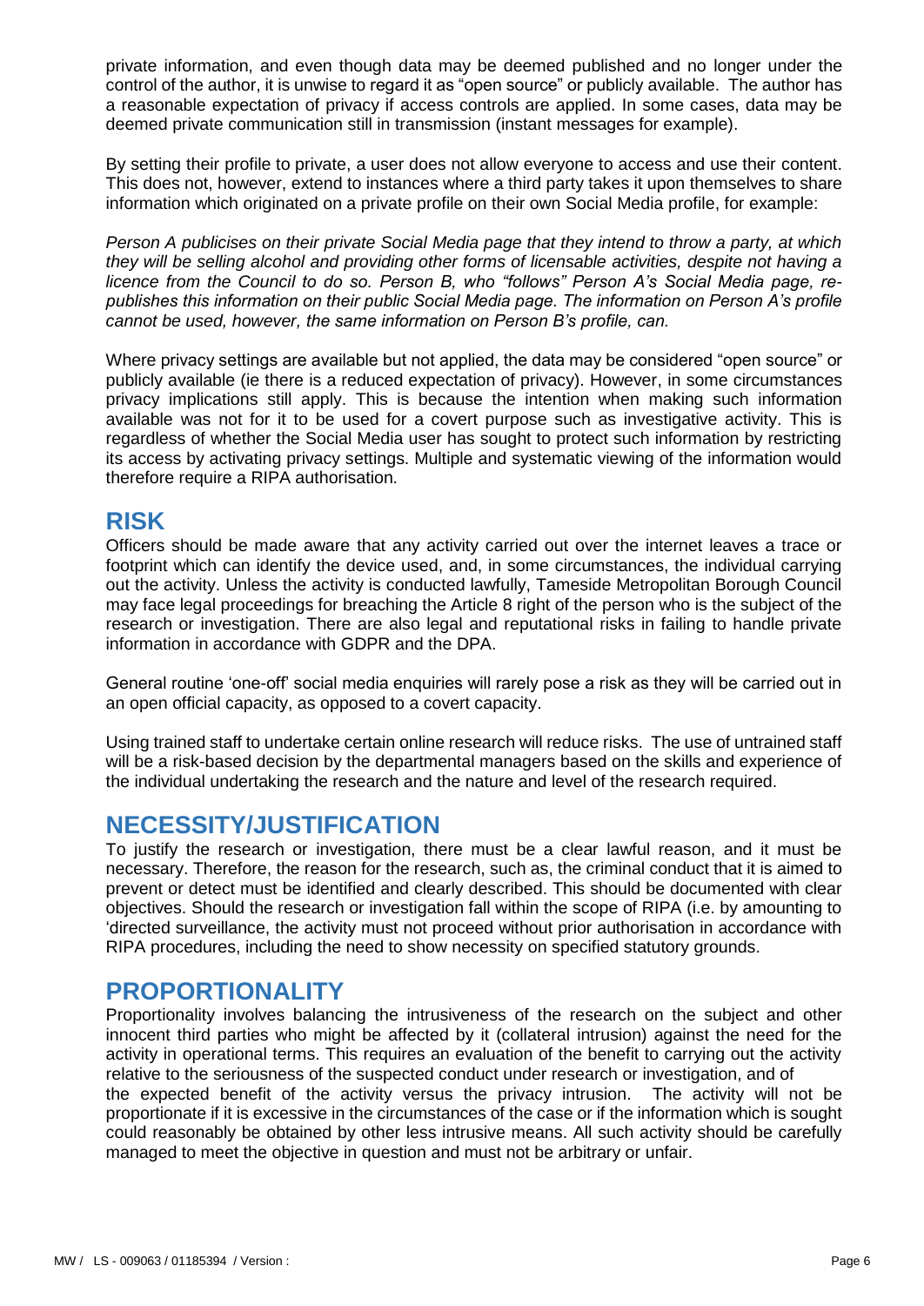private information, and even though data may be deemed published and no longer under the control of the author, it is unwise to regard it as "open source" or publicly available. The author has a reasonable expectation of privacy if access controls are applied. In some cases, data may be deemed private communication still in transmission (instant messages for example).

By setting their profile to private, a user does not allow everyone to access and use their content. This does not, however, extend to instances where a third party takes it upon themselves to share information which originated on a private profile on their own Social Media profile, for example:

*Person A publicises on their private Social Media page that they intend to throw a party, at which they will be selling alcohol and providing other forms of licensable activities, despite not having a licence from the Council to do so. Person B, who "follows" Person A's Social Media page, re-publishes this information on their public Social Media page. The information on Person A's profile cannot be used, however, the same information on Person B's profile, can.*

Where privacy settings are available but not applied, the data may be considered "open source" or publicly available (ie there is a reduced expectation of privacy). However, in some circumstances privacy implications still apply. This is because the intention when making such information available was not for it to be used for a covert purpose such as investigative activity. This is regardless of whether the Social Media user has sought to protect such information by restricting its access by activating privacy settings. Multiple and systematic viewing of the information would therefore require a RIPA authorisation.

## RISK

Officers should be made aware that any activity carried out over the internet leaves a trace or footprint which can identify the device used, and, in some circumstances, the individual carrying out the activity. Unless the activity is conducted lawfully, Tameside Metropolitan Borough Council may face legal proceedings for breaching the Article 8 right of the person who is the subject of the research or investigation. There are also legal and reputational risks in failing to handle private information in accordance with GDPR and the DPA.

General routine 'one-off' social media enquiries will rarely pose a risk as they will be carried out in an open official capacity, as opposed to a covert capacity.

Using trained staff to undertake certain online research will reduce risks. The use of untrained staff will be a risk-based decision by the departmental managers based on the skills and experience of the individual undertaking the research and the nature and level of the research required.

## NECESSITY/JUSTIFICATION

To justify the research or investigation, there must be a clear lawful reason, and it must be necessary. Therefore, the reason for the research, such as, the criminal conduct that it is aimed to prevent or detect must be identified and clearly described. This should be documented with clear objectives. Should the research or investigation fall within the scope of RIPA (i.e. by amounting to 'directed surveillance, the activity must not proceed without prior authorisation in accordance with RIPA procedures, including the need to show necessity on specified statutory grounds.

## PROPORTIONALITY

Proportionality involves balancing the intrusiveness of the research on the subject and other innocent third parties who might be affected by it (collateral intrusion) against the need for the activity in operational terms. This requires an evaluation of the benefit to carrying out the activity relative to the seriousness of the suspected conduct under research or investigation, and of the expected benefit of the activity versus the privacy intrusion. The activity will not be proportionate if it is excessive in the circumstances of the case or if the information which is sought could reasonably be obtained by other less intrusive means. All such activity should be carefully managed to meet the objective in question and must not be arbitrary or unfair.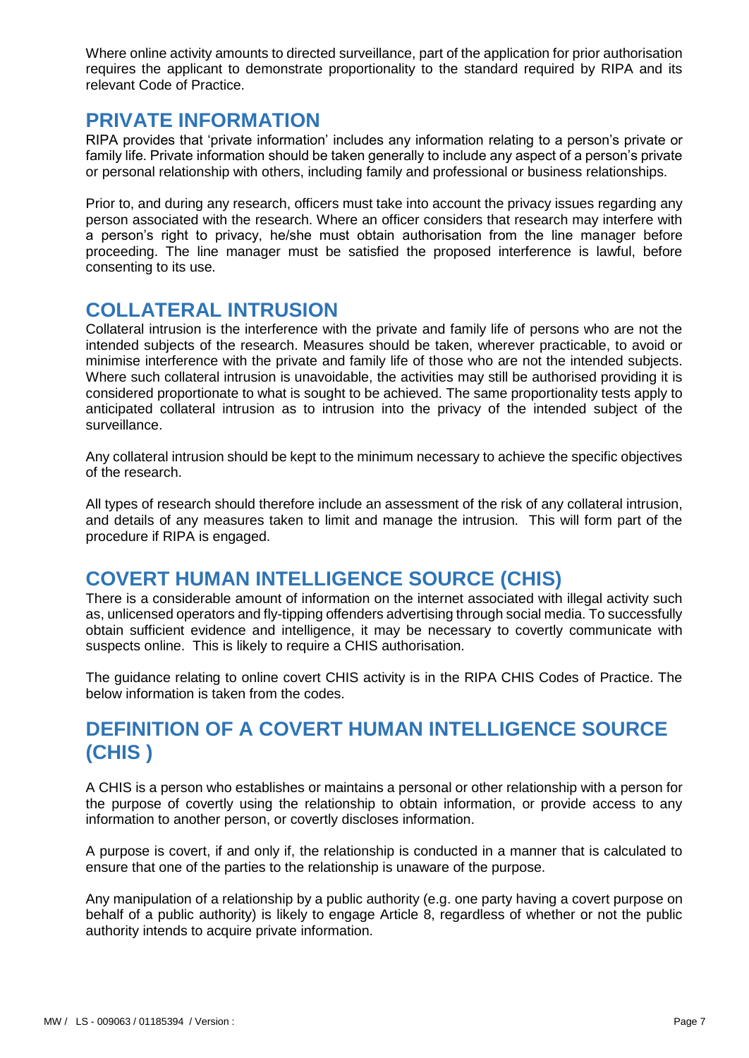Where online activity amounts to directed surveillance, part of the application for prior authorisation requires the applicant to demonstrate proportionality to the standard required by RIPA and its relevant Code of Practice.

## PRIVATE INFORMATION

RIPA provides that 'private information' includes any information relating to a person's private or family life. Private information should be taken generally to include any aspect of a person's private or personal relationship with others, including family and professional or business relationships.

Prior to, and during any research, officers must take into account the privacy issues regarding any person associated with the research. Where an officer considers that research may interfere with a person's right to privacy, he/she must obtain authorisation from the line manager before proceeding. The line manager must be satisfied the proposed interference is lawful, before consenting to its use.

## COLLATERAL INTRUSION

Collateral intrusion is the interference with the private and family life of persons who are not the intended subjects of the research. Measures should be taken, wherever practicable, to avoid or minimise interference with the private and family life of those who are not the intended subjects. Where such collateral intrusion is unavoidable, the activities may still be authorised providing it is considered proportionate to what is sought to be achieved. The same proportionality tests apply to anticipated collateral intrusion as to intrusion into the privacy of the intended subject of the surveillance.

Any collateral intrusion should be kept to the minimum necessary to achieve the specific objectives of the research.

All types of research should therefore include an assessment of the risk of any collateral intrusion, and details of any measures taken to limit and manage the intrusion. This will form part of the procedure if RIPA is engaged.

## COVERT HUMAN INTELLIGENCE SOURCE (CHIS)

There is a considerable amount of information on the internet associated with illegal activity such as, unlicensed operators and fly-tipping offenders advertising through social media. To successfully obtain sufficient evidence and intelligence, it may be necessary to covertly communicate with suspects online. This is likely to require a CHIS authorisation.

The guidance relating to online covert CHIS activity is in the RIPA CHIS Codes of Practice. The below information is taken from the codes.

## DEFINITION OF A COVERT HUMAN INTELLIGENCE SOURCE (CHIS )

A CHIS is a person who establishes or maintains a personal or other relationship with a person for the purpose of covertly using the relationship to obtain information, or provide access to any information to another person, or covertly discloses information.

A purpose is covert, if and only if, the relationship is conducted in a manner that is calculated to ensure that one of the parties to the relationship is unaware of the purpose.

Any manipulation of a relationship by a public authority (e.g. one party having a covert purpose on behalf of a public authority) is likely to engage Article 8, regardless of whether or not the public authority intends to acquire private information.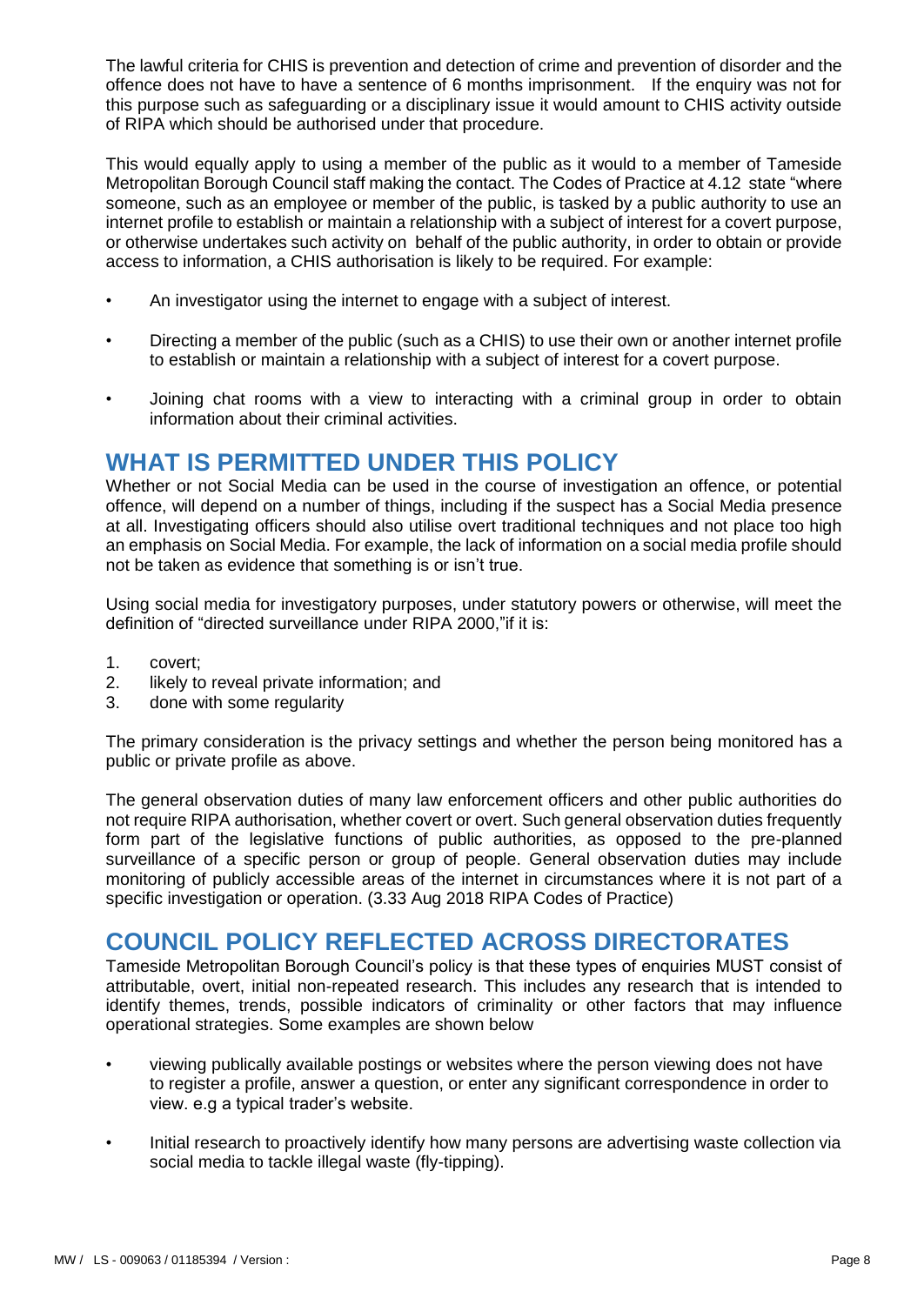The lawful criteria for CHIS is prevention and detection of crime and prevention of disorder and the offence does not have to have a sentence of 6 months imprisonment. If the enquiry was not for this purpose such as safeguarding or a disciplinary issue it would amount to CHIS activity outside of RIPA which should be authorised under that procedure.

This would equally apply to using a member of the public as it would to a member of Tameside Metropolitan Borough Council staff making the contact. The Codes of Practice at 4.12 state "where someone, such as an employee or member of the public, is tasked by a public authority to use an internet profile to establish or maintain a relationship with a subject of interest for a covert purpose, or otherwise undertakes such activity on behalf of the public authority, in order to obtain or provide access to information, a CHIS authorisation is likely to be required. For example:

- An investigator using the internet to engage with a subject of interest.
- Directing a member of the public (such as a CHIS) to use their own or another internet profile to establish or maintain a relationship with a subject of interest for a covert purpose.
- Joining chat rooms with a view to interacting with a criminal group in order to obtain information about their criminal activities.

## WHAT IS PERMITTED UNDER THIS POLICY

Whether or not Social Media can be used in the course of investigation an offence, or potential offence, will depend on a number of things, including if the suspect has a Social Media presence at all. Investigating officers should also utilise overt traditional techniques and not place too high an emphasis on Social Media. For example, the lack of information on a social media profile should not be taken as evidence that something is or isn't true.

Using social media for investigatory purposes, under statutory powers or otherwise, will meet the definition of "directed surveillance under RIPA 2000,"if it is:

1. covert;
2. likely to reveal private information; and
3. done with some regularity

The primary consideration is the privacy settings and whether the person being monitored has a public or private profile as above.

The general observation duties of many law enforcement officers and other public authorities do not require RIPA authorisation, whether covert or overt. Such general observation duties frequently form part of the legislative functions of public authorities, as opposed to the pre-planned surveillance of a specific person or group of people. General observation duties may include monitoring of publicly accessible areas of the internet in circumstances where it is not part of a specific investigation or operation. (3.33 Aug 2018 RIPA Codes of Practice)

## COUNCIL POLICY REFLECTED ACROSS DIRECTORATES

Tameside Metropolitan Borough Council's policy is that these types of enquiries MUST consist of attributable, overt, initial non-repeated research. This includes any research that is intended to identify themes, trends, possible indicators of criminality or other factors that may influence operational strategies. Some examples are shown below

- viewing publically available postings or websites where the person viewing does not have to register a profile, answer a question, or enter any significant correspondence in order to view. e.g a typical trader's website.
- Initial research to proactively identify how many persons are advertising waste collection via social media to tackle illegal waste (fly-tipping).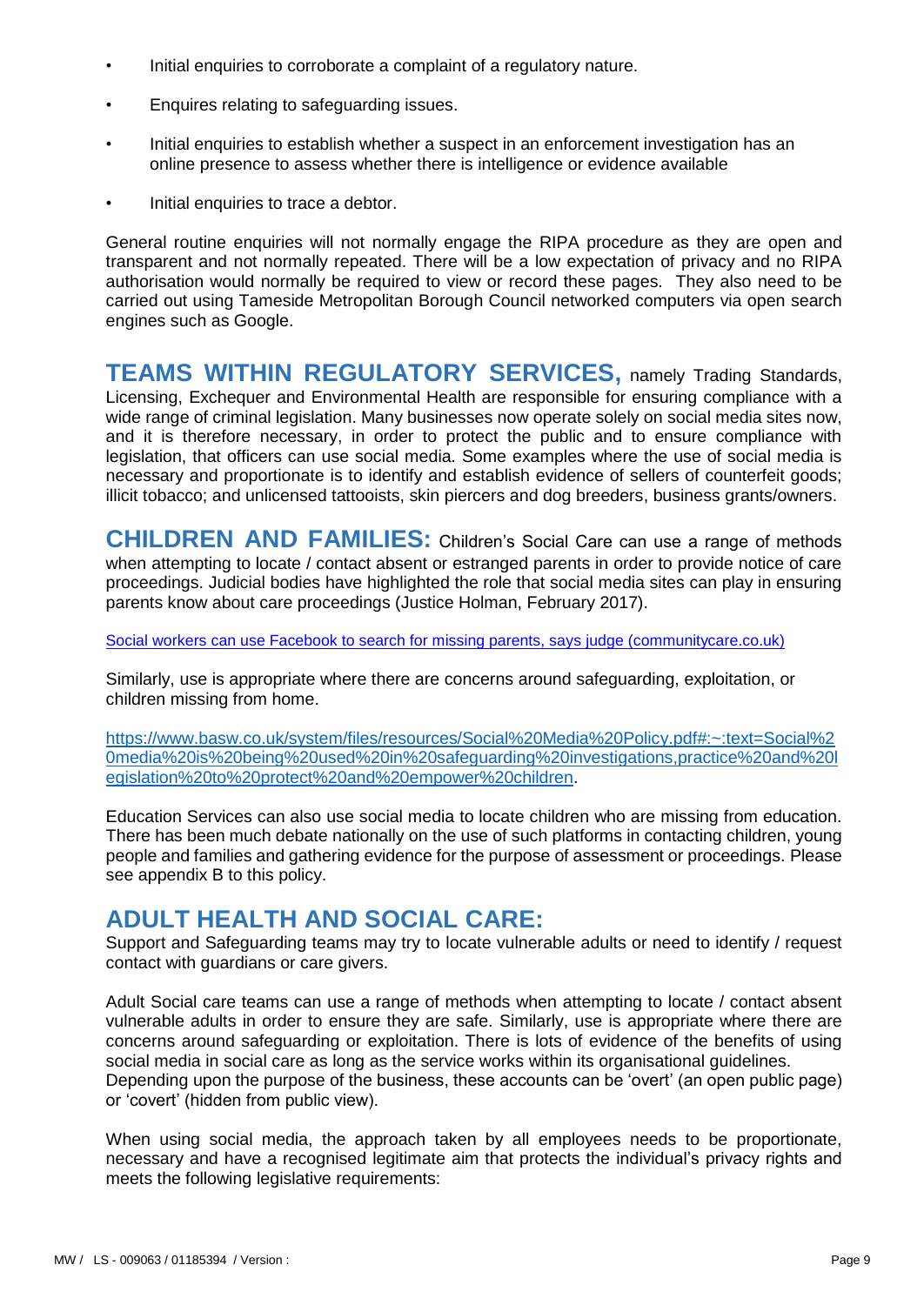- Initial enquiries to corroborate a complaint of a regulatory nature.
- Enquires relating to safeguarding issues.
- Initial enquiries to establish whether a suspect in an enforcement investigation has an online presence to assess whether there is intelligence or evidence available
- Initial enquiries to trace a debtor.

General routine enquiries will not normally engage the RIPA procedure as they are open and transparent and not normally repeated. There will be a low expectation of privacy and no RIPA authorisation would normally be required to view or record these pages. They also need to be carried out using Tameside Metropolitan Borough Council networked computers via open search engines such as Google.

**TEAMS WITHIN REGULATORY SERVICES,** namely Trading Standards, Licensing, Exchequer and Environmental Health are responsible for ensuring compliance with a wide range of criminal legislation. Many businesses now operate solely on social media sites now, and it is therefore necessary, in order to protect the public and to ensure compliance with legislation, that officers can use social media. Some examples where the use of social media is necessary and proportionate is to identify and establish evidence of sellers of counterfeit goods; illicit tobacco; and unlicensed tattooists, skin piercers and dog breeders, business grants/owners.

**CHILDREN AND FAMILIES:** Children's Social Care can use a range of methods when attempting to locate / contact absent or estranged parents in order to provide notice of care proceedings. Judicial bodies have highlighted the role that social media sites can play in ensuring parents know about care proceedings (Justice Holman, February 2017).

Social workers can use Facebook to search for missing parents, says judge (communitycare.co.uk)

Similarly, use is appropriate where there are concerns around safeguarding, exploitation, or children missing from home.

https://www.basw.co.uk/system/files/resources/Social%20Media%20Policy.pdf#:~:text=Social%20media%20is%20being%20used%20in%20safeguarding%20investigations,practice%20and%20legislation%20to%20protect%20and%20empower%20children.

Education Services can also use social media to locate children who are missing from education. There has been much debate nationally on the use of such platforms in contacting children, young people and families and gathering evidence for the purpose of assessment or proceedings. Please see appendix B to this policy.

## ADULT HEALTH AND SOCIAL CARE:

Support and Safeguarding teams may try to locate vulnerable adults or need to identify / request contact with guardians or care givers.

Adult Social care teams can use a range of methods when attempting to locate / contact absent vulnerable adults in order to ensure they are safe. Similarly, use is appropriate where there are concerns around safeguarding or exploitation. There is lots of evidence of the benefits of using social media in social care as long as the service works within its organisational guidelines. Depending upon the purpose of the business, these accounts can be 'overt' (an open public page) or 'covert' (hidden from public view).

When using social media, the approach taken by all employees needs to be proportionate, necessary and have a recognised legitimate aim that protects the individual's privacy rights and meets the following legislative requirements: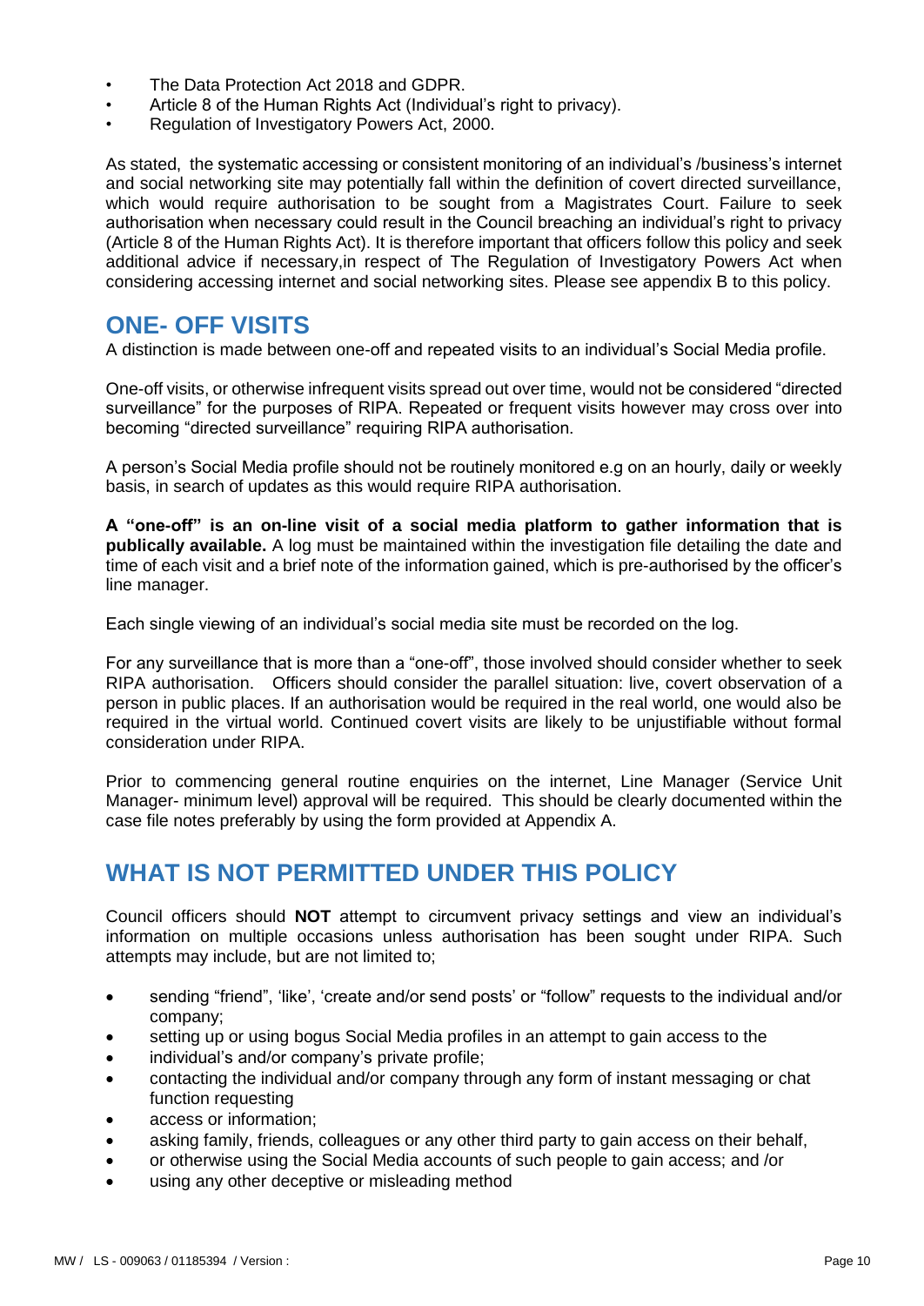- The Data Protection Act 2018 and GDPR.
- Article 8 of the Human Rights Act (Individual's right to privacy).
- Regulation of Investigatory Powers Act, 2000.

As stated, the systematic accessing or consistent monitoring of an individual's /business's internet and social networking site may potentially fall within the definition of covert directed surveillance, which would require authorisation to be sought from a Magistrates Court. Failure to seek authorisation when necessary could result in the Council breaching an individual's right to privacy (Article 8 of the Human Rights Act). It is therefore important that officers follow this policy and seek additional advice if necessary,in respect of The Regulation of Investigatory Powers Act when considering accessing internet and social networking sites. Please see appendix B to this policy.

## ONE- OFF VISITS

A distinction is made between one-off and repeated visits to an individual's Social Media profile.

One-off visits, or otherwise infrequent visits spread out over time, would not be considered "directed surveillance" for the purposes of RIPA. Repeated or frequent visits however may cross over into becoming "directed surveillance" requiring RIPA authorisation.

A person's Social Media profile should not be routinely monitored e.g on an hourly, daily or weekly basis, in search of updates as this would require RIPA authorisation.

**A "one-off" is an on-line visit of a social media platform to gather information that is publically available.** A log must be maintained within the investigation file detailing the date and time of each visit and a brief note of the information gained, which is pre-authorised by the officer's line manager.

Each single viewing of an individual's social media site must be recorded on the log.

For any surveillance that is more than a "one-off", those involved should consider whether to seek RIPA authorisation. Officers should consider the parallel situation: live, covert observation of a person in public places. If an authorisation would be required in the real world, one would also be required in the virtual world. Continued covert visits are likely to be unjustifiable without formal consideration under RIPA.

Prior to commencing general routine enquiries on the internet, Line Manager (Service Unit Manager- minimum level) approval will be required. This should be clearly documented within the case file notes preferably by using the form provided at Appendix A.

## WHAT IS NOT PERMITTED UNDER THIS POLICY

Council officers should **NOT** attempt to circumvent privacy settings and view an individual's information on multiple occasions unless authorisation has been sought under RIPA. Such attempts may include, but are not limited to;

- sending "friend", 'like', 'create and/or send posts' or "follow" requests to the individual and/or company;
- setting up or using bogus Social Media profiles in an attempt to gain access to the
- individual's and/or company's private profile;
- contacting the individual and/or company through any form of instant messaging or chat function requesting
- access or information;
- asking family, friends, colleagues or any other third party to gain access on their behalf,
- or otherwise using the Social Media accounts of such people to gain access; and /or
- using any other deceptive or misleading method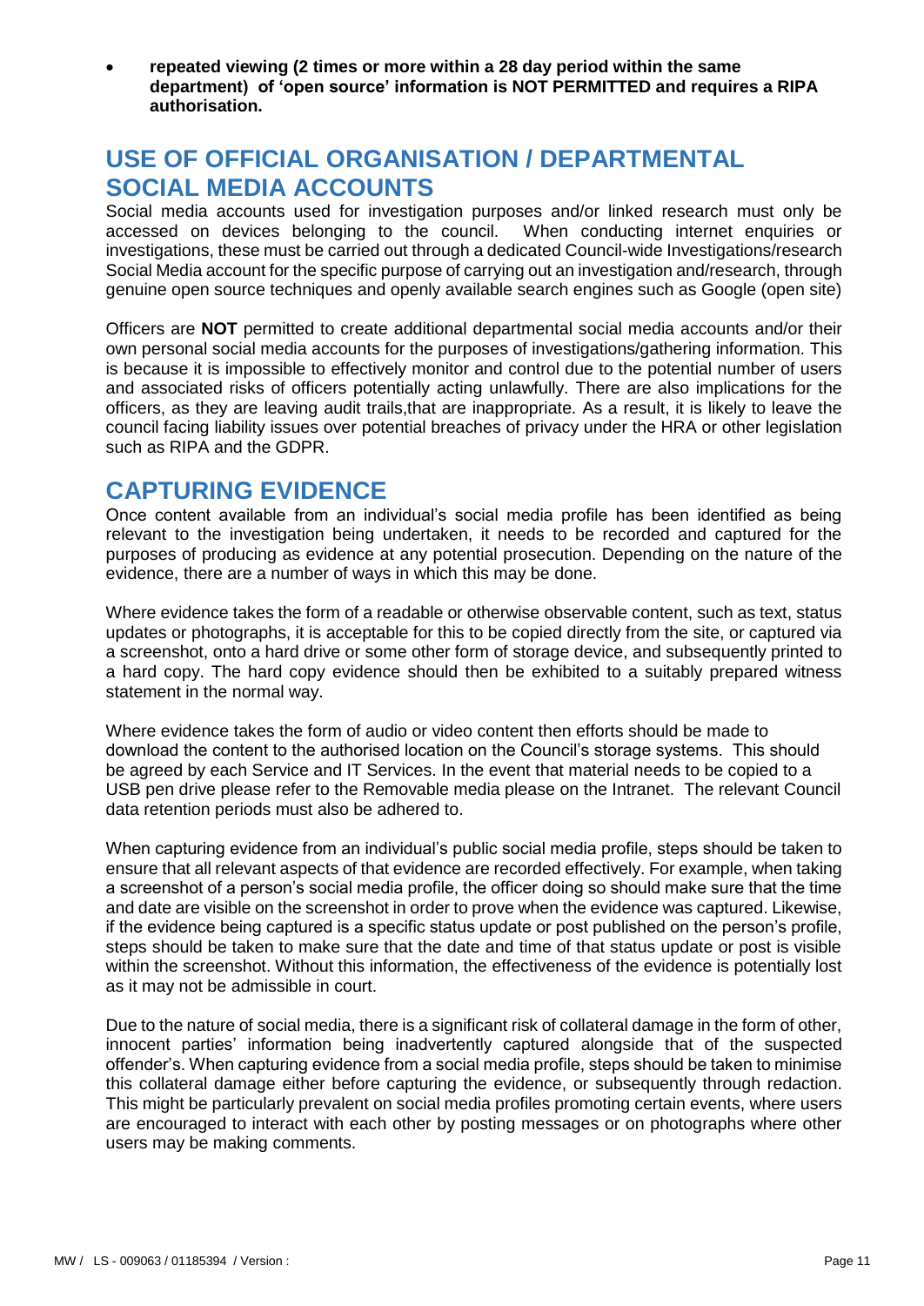- **repeated viewing (2 times or more within a 28 day period within the same department) of 'open source' information is NOT PERMITTED and requires a RIPA authorisation.**

## USE OF OFFICIAL ORGANISATION / DEPARTMENTAL SOCIAL MEDIA ACCOUNTS

Social media accounts used for investigation purposes and/or linked research must only be accessed on devices belonging to the council. When conducting internet enquiries or investigations, these must be carried out through a dedicated Council-wide Investigations/research Social Media account for the specific purpose of carrying out an investigation and/research, through genuine open source techniques and openly available search engines such as Google (open site)

Officers are **NOT** permitted to create additional departmental social media accounts and/or their own personal social media accounts for the purposes of investigations/gathering information. This is because it is impossible to effectively monitor and control due to the potential number of users and associated risks of officers potentially acting unlawfully. There are also implications for the officers, as they are leaving audit trails,that are inappropriate. As a result, it is likely to leave the council facing liability issues over potential breaches of privacy under the HRA or other legislation such as RIPA and the GDPR.

## CAPTURING EVIDENCE

Once content available from an individual's social media profile has been identified as being relevant to the investigation being undertaken, it needs to be recorded and captured for the purposes of producing as evidence at any potential prosecution. Depending on the nature of the evidence, there are a number of ways in which this may be done.

Where evidence takes the form of a readable or otherwise observable content, such as text, status updates or photographs, it is acceptable for this to be copied directly from the site, or captured via a screenshot, onto a hard drive or some other form of storage device, and subsequently printed to a hard copy. The hard copy evidence should then be exhibited to a suitably prepared witness statement in the normal way.

Where evidence takes the form of audio or video content then efforts should be made to download the content to the authorised location on the Council's storage systems. This should be agreed by each Service and IT Services. In the event that material needs to be copied to a USB pen drive please refer to the Removable media please on the Intranet. The relevant Council data retention periods must also be adhered to.

When capturing evidence from an individual's public social media profile, steps should be taken to ensure that all relevant aspects of that evidence are recorded effectively. For example, when taking a screenshot of a person's social media profile, the officer doing so should make sure that the time and date are visible on the screenshot in order to prove when the evidence was captured. Likewise, if the evidence being captured is a specific status update or post published on the person's profile, steps should be taken to make sure that the date and time of that status update or post is visible within the screenshot. Without this information, the effectiveness of the evidence is potentially lost as it may not be admissible in court.

Due to the nature of social media, there is a significant risk of collateral damage in the form of other, innocent parties' information being inadvertently captured alongside that of the suspected offender's. When capturing evidence from a social media profile, steps should be taken to minimise this collateral damage either before capturing the evidence, or subsequently through redaction. This might be particularly prevalent on social media profiles promoting certain events, where users are encouraged to interact with each other by posting messages or on photographs where other users may be making comments.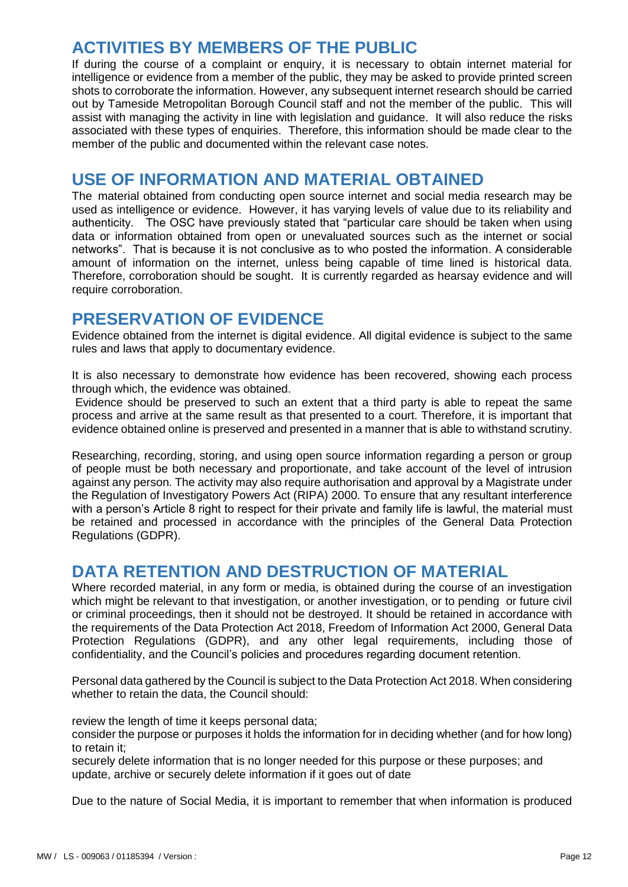## ACTIVITIES BY MEMBERS OF THE PUBLIC

If during the course of a complaint or enquiry, it is necessary to obtain internet material for intelligence or evidence from a member of the public, they may be asked to provide printed screen shots to corroborate the information. However, any subsequent internet research should be carried out by Tameside Metropolitan Borough Council staff and not the member of the public. This will assist with managing the activity in line with legislation and guidance. It will also reduce the risks associated with these types of enquiries. Therefore, this information should be made clear to the member of the public and documented within the relevant case notes.

## USE OF INFORMATION AND MATERIAL OBTAINED

The material obtained from conducting open source internet and social media research may be used as intelligence or evidence. However, it has varying levels of value due to its reliability and authenticity. The OSC have previously stated that "particular care should be taken when using data or information obtained from open or unevaluated sources such as the internet or social networks". That is because it is not conclusive as to who posted the information. A considerable amount of information on the internet, unless being capable of time lined is historical data. Therefore, corroboration should be sought. It is currently regarded as hearsay evidence and will require corroboration.

## PRESERVATION OF EVIDENCE

Evidence obtained from the internet is digital evidence. All digital evidence is subject to the same rules and laws that apply to documentary evidence.

It is also necessary to demonstrate how evidence has been recovered, showing each process through which, the evidence was obtained.

Evidence should be preserved to such an extent that a third party is able to repeat the same process and arrive at the same result as that presented to a court. Therefore, it is important that evidence obtained online is preserved and presented in a manner that is able to withstand scrutiny.

Researching, recording, storing, and using open source information regarding a person or group of people must be both necessary and proportionate, and take account of the level of intrusion against any person. The activity may also require authorisation and approval by a Magistrate under the Regulation of Investigatory Powers Act (RIPA) 2000. To ensure that any resultant interference with a person's Article 8 right to respect for their private and family life is lawful, the material must be retained and processed in accordance with the principles of the General Data Protection Regulations (GDPR).

## DATA RETENTION AND DESTRUCTION OF MATERIAL

Where recorded material, in any form or media, is obtained during the course of an investigation which might be relevant to that investigation, or another investigation, or to pending or future civil or criminal proceedings, then it should not be destroyed. It should be retained in accordance with the requirements of the Data Protection Act 2018, Freedom of Information Act 2000, General Data Protection Regulations (GDPR), and any other legal requirements, including those of confidentiality, and the Council's policies and procedures regarding document retention.

Personal data gathered by the Council is subject to the Data Protection Act 2018. When considering whether to retain the data, the Council should:

review the length of time it keeps personal data;
consider the purpose or purposes it holds the information for in deciding whether (and for how long) to retain it;
securely delete information that is no longer needed for this purpose or these purposes; and
update, archive or securely delete information if it goes out of date

Due to the nature of Social Media, it is important to remember that when information is produced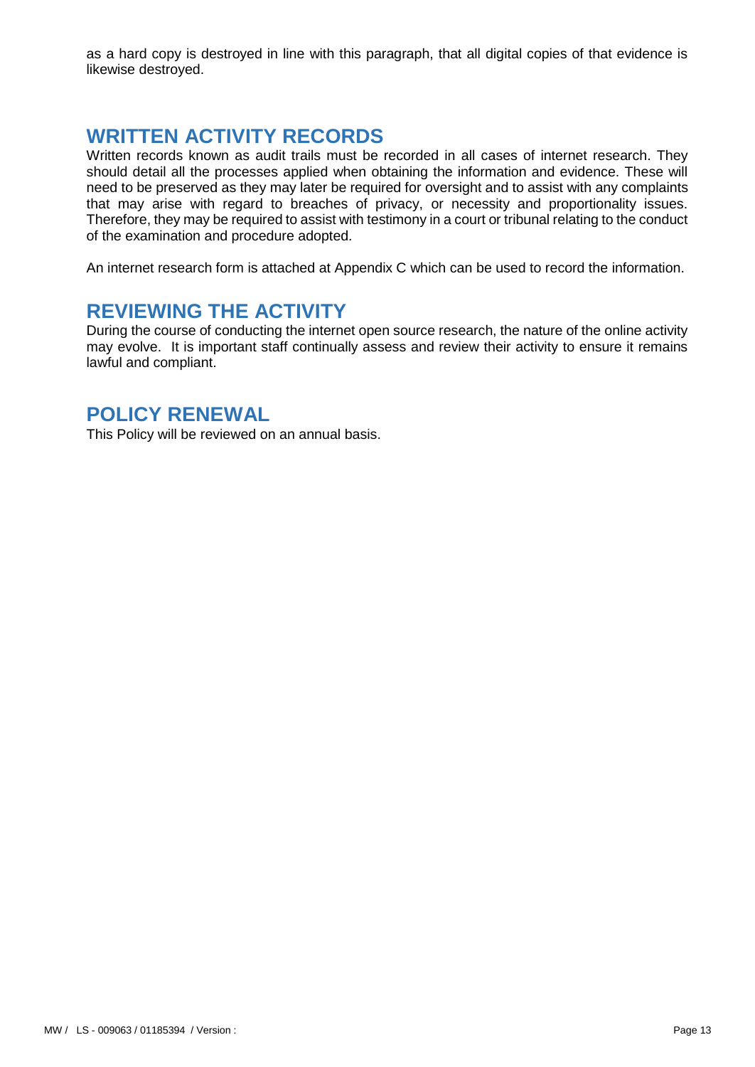as a hard copy is destroyed in line with this paragraph, that all digital copies of that evidence is likewise destroyed.

## WRITTEN ACTIVITY RECORDS

Written records known as audit trails must be recorded in all cases of internet research. They should detail all the processes applied when obtaining the information and evidence. These will need to be preserved as they may later be required for oversight and to assist with any complaints that may arise with regard to breaches of privacy, or necessity and proportionality issues. Therefore, they may be required to assist with testimony in a court or tribunal relating to the conduct of the examination and procedure adopted.

An internet research form is attached at Appendix C which can be used to record the information.

## REVIEWING THE ACTIVITY

During the course of conducting the internet open source research, the nature of the online activity may evolve. It is important staff continually assess and review their activity to ensure it remains lawful and compliant.

## POLICY RENEWAL

This Policy will be reviewed on an annual basis.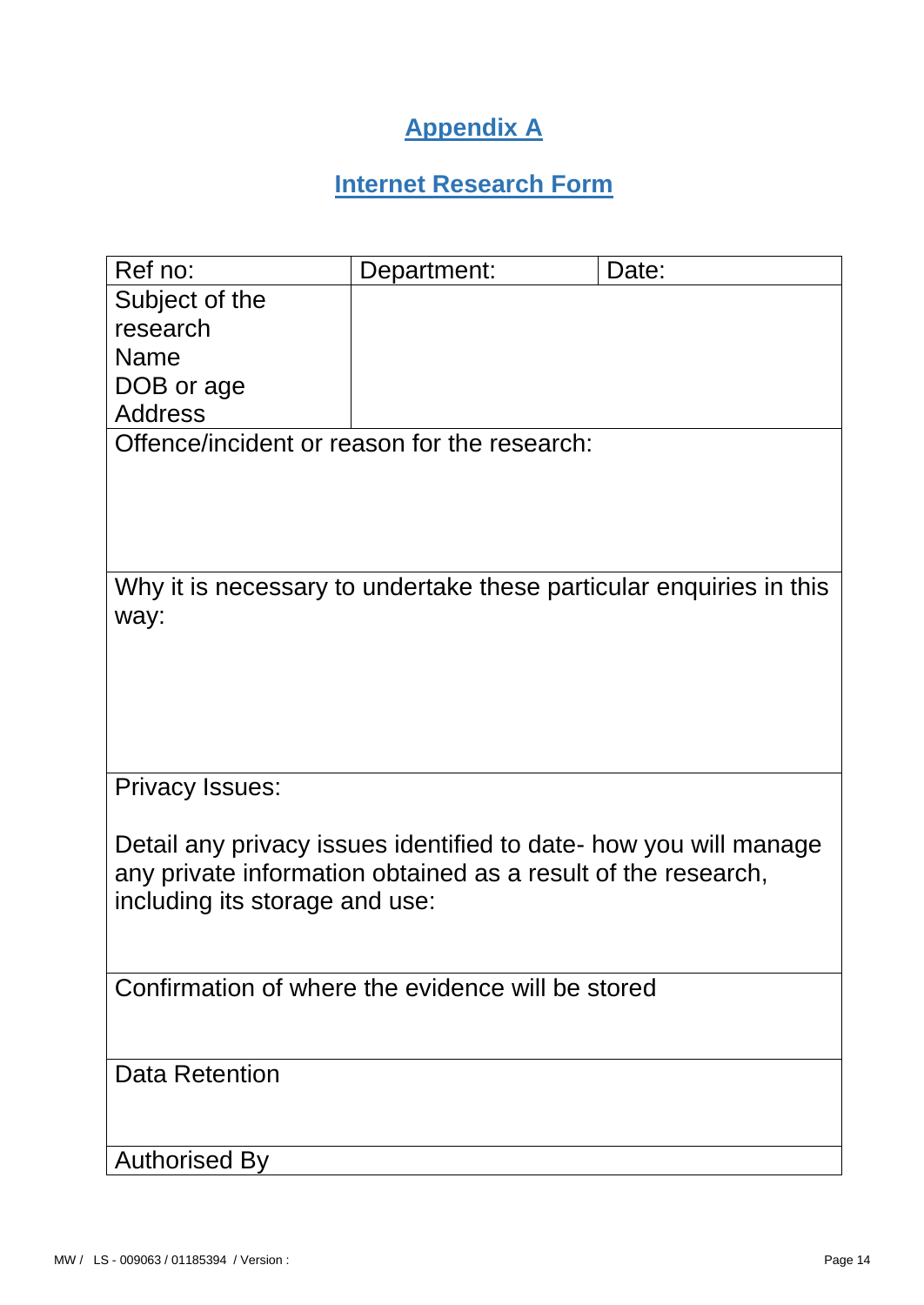# Appendix A

## Internet Research Form

| Ref no: | Department: | Date: |
|---|---|---|
| Subject of the research<br>Name<br>DOB or age<br>Address | | |
| Offence/incident or reason for the research: | | |
| Why it is necessary to undertake these particular enquiries in this way: | | |
| Privacy Issues:<br><br>Detail any privacy issues identified to date- how you will manage any private information obtained as a result of the research, including its storage and use: | | |
| Confirmation of where the evidence will be stored | | |
| Data Retention | | |
| Authorised By | | |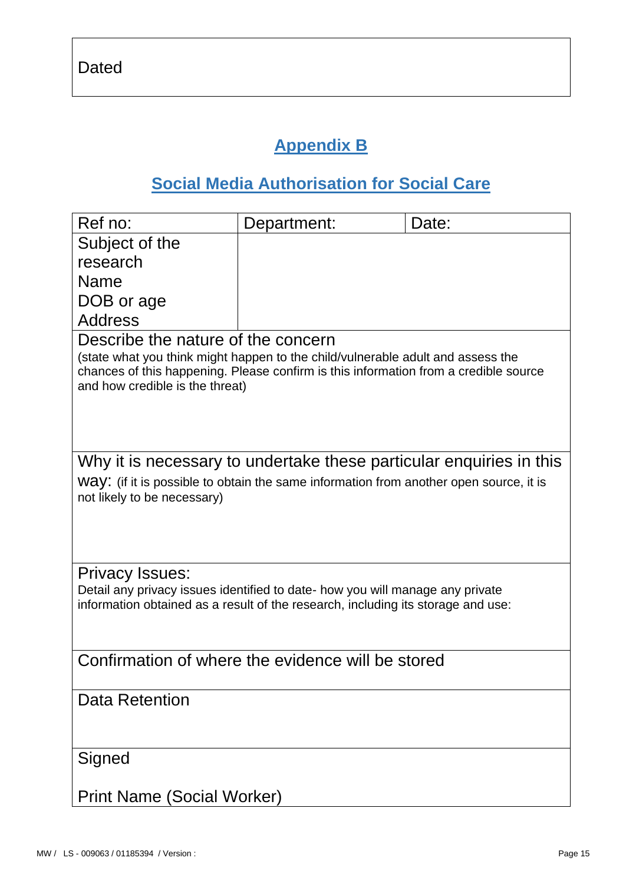| Dated |
|---|

## Appendix B

## Social Media Authorisation for Social Care

| Ref no: | Department: | Date: |
|---|---|---|
| Subject of the research<br>Name<br>DOB or age<br>Address | | |
| Describe the nature of the concern<br>(state what you think might happen to the child/vulnerable adult and assess the chances of this happening. Please confirm is this information from a credible source and how credible is the threat) | | |
| Why it is necessary to undertake these particular enquiries in this way: (if it is possible to obtain the same information from another open source, it is not likely to be necessary) | | |
| Privacy Issues:<br>Detail any privacy issues identified to date- how you will manage any private information obtained as a result of the research, including its storage and use: | | |
| Confirmation of where the evidence will be stored | | |
| Data Retention | | |
| Signed<br><br>Print Name (Social Worker) | | |

MW / LS - 009063 / 01185394 / Version :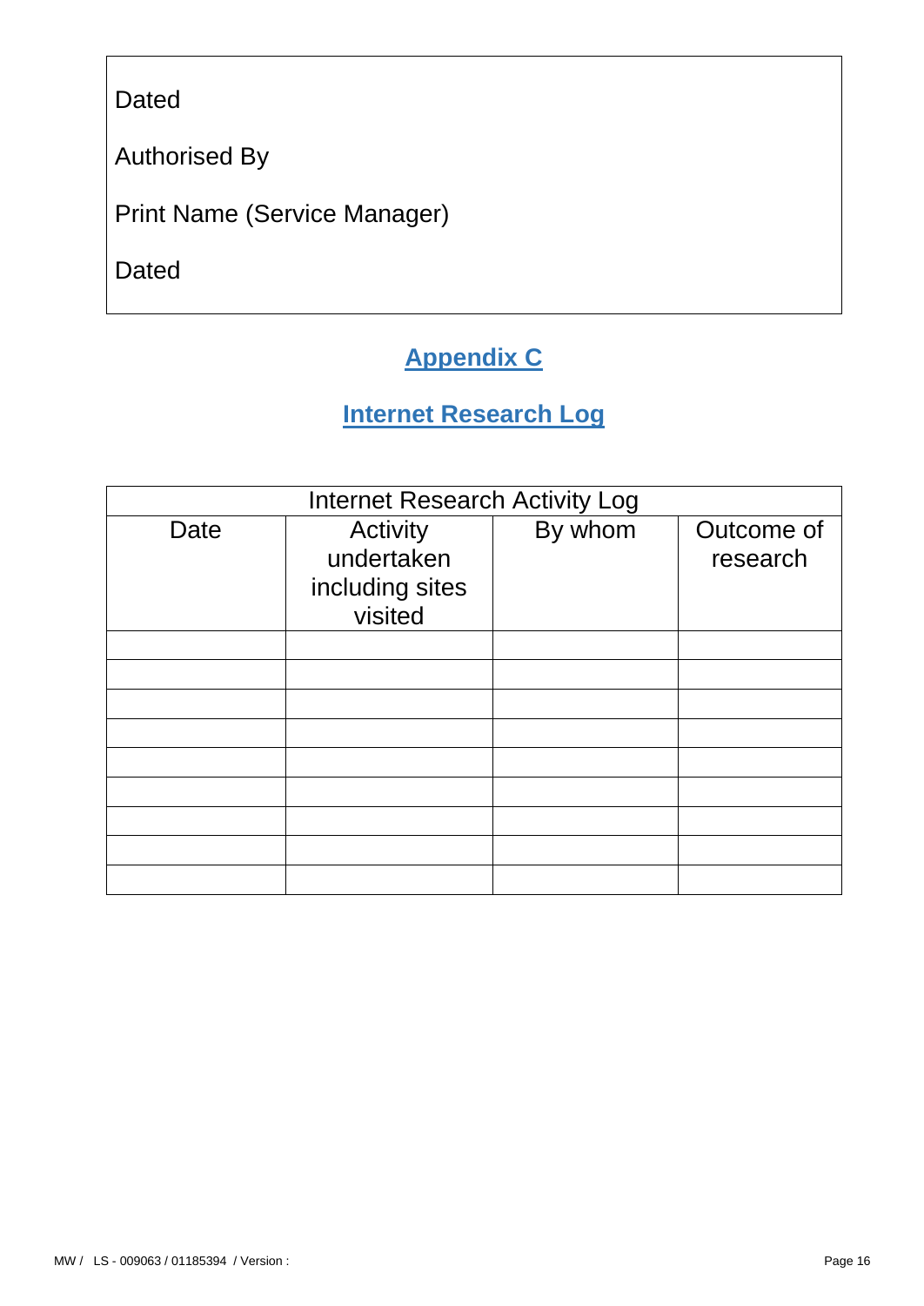Dated

Authorised By

Print Name (Service Manager)

Dated

## Appendix C

## Internet Research Log

| Internet Research Activity Log | | | |
|---|---|---|---|
| Date | Activity undertaken including sites visited | By whom | Outcome of research |
| | | | |
| | | | |
| | | | |
| | | | |
| | | | |
| | | | |
| | | | |
| | | | |
| | | | |

MW / LS - 009063 / 01185394 / Version :